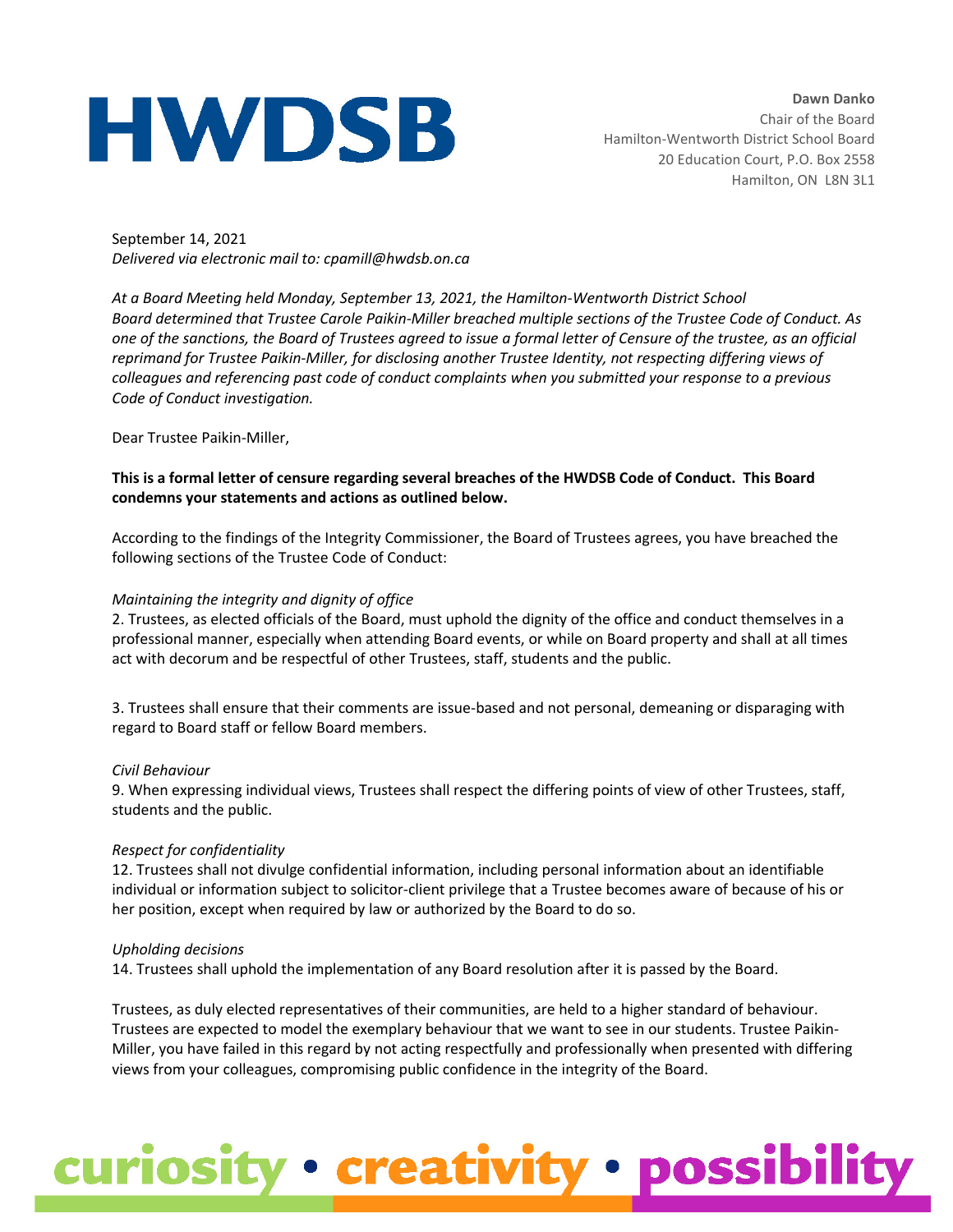**HWDSB**

**Dawn Danko**
Chair of the Board
Hamilton-Wentworth District School Board
20 Education Court, P.O. Box 2558
Hamilton, ON L8N 3L1

September 14, 2021
*Delivered via electronic mail to: cpamill@hwdsb.on.ca*

*At a Board Meeting held Monday, September 13, 2021, the Hamilton-Wentworth District School Board determined that Trustee Carole Paikin-Miller breached multiple sections of the Trustee Code of Conduct. As one of the sanctions, the Board of Trustees agreed to issue a formal letter of Censure of the trustee, as an official reprimand for Trustee Paikin-Miller, for disclosing another Trustee Identity, not respecting differing views of colleagues and referencing past code of conduct complaints when you submitted your response to a previous Code of Conduct investigation.*

Dear Trustee Paikin-Miller,

**This is a formal letter of censure regarding several breaches of the HWDSB Code of Conduct. This Board condemns your statements and actions as outlined below.**

According to the findings of the Integrity Commissioner, the Board of Trustees agrees, you have breached the following sections of the Trustee Code of Conduct:

*Maintaining the integrity and dignity of office*

2. Trustees, as elected officials of the Board, must uphold the dignity of the office and conduct themselves in a professional manner, especially when attending Board events, or while on Board property and shall at all times act with decorum and be respectful of other Trustees, staff, students and the public.

3. Trustees shall ensure that their comments are issue-based and not personal, demeaning or disparaging with regard to Board staff or fellow Board members.

*Civil Behaviour*

9. When expressing individual views, Trustees shall respect the differing points of view of other Trustees, staff, students and the public.

*Respect for confidentiality*

12. Trustees shall not divulge confidential information, including personal information about an identifiable individual or information subject to solicitor-client privilege that a Trustee becomes aware of because of his or her position, except when required by law or authorized by the Board to do so.

*Upholding decisions*

14. Trustees shall uphold the implementation of any Board resolution after it is passed by the Board.

Trustees, as duly elected representatives of their communities, are held to a higher standard of behaviour. Trustees are expected to model the exemplary behaviour that we want to see in our students. Trustee Paikin-Miller, you have failed in this regard by not acting respectfully and professionally when presented with differing views from your colleagues, compromising public confidence in the integrity of the Board.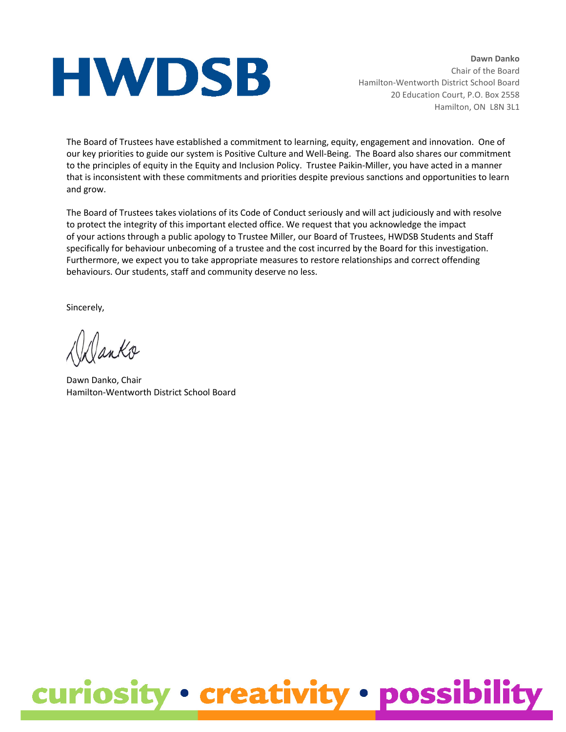# HWDSB

**Dawn Danko**
Chair of the Board
Hamilton-Wentworth District School Board
20 Education Court, P.O. Box 2558
Hamilton, ON L8N 3L1

The Board of Trustees have established a commitment to learning, equity, engagement and innovation. One of our key priorities to guide our system is Positive Culture and Well-Being. The Board also shares our commitment to the principles of equity in the Equity and Inclusion Policy. Trustee Paikin-Miller, you have acted in a manner that is inconsistent with these commitments and priorities despite previous sanctions and opportunities to learn and grow.

The Board of Trustees takes violations of its Code of Conduct seriously and will act judiciously and with resolve to protect the integrity of this important elected office. We request that you acknowledge the impact of your actions through a public apology to Trustee Miller, our Board of Trustees, HWDSB Students and Staff specifically for behaviour unbecoming of a trustee and the cost incurred by the Board for this investigation. Furthermore, we expect you to take appropriate measures to restore relationships and correct offending behaviours. Our students, staff and community deserve no less.

Sincerely,

Dawn Danko, Chair
Hamilton-Wentworth District School Board

curiosity • creativity • possibility